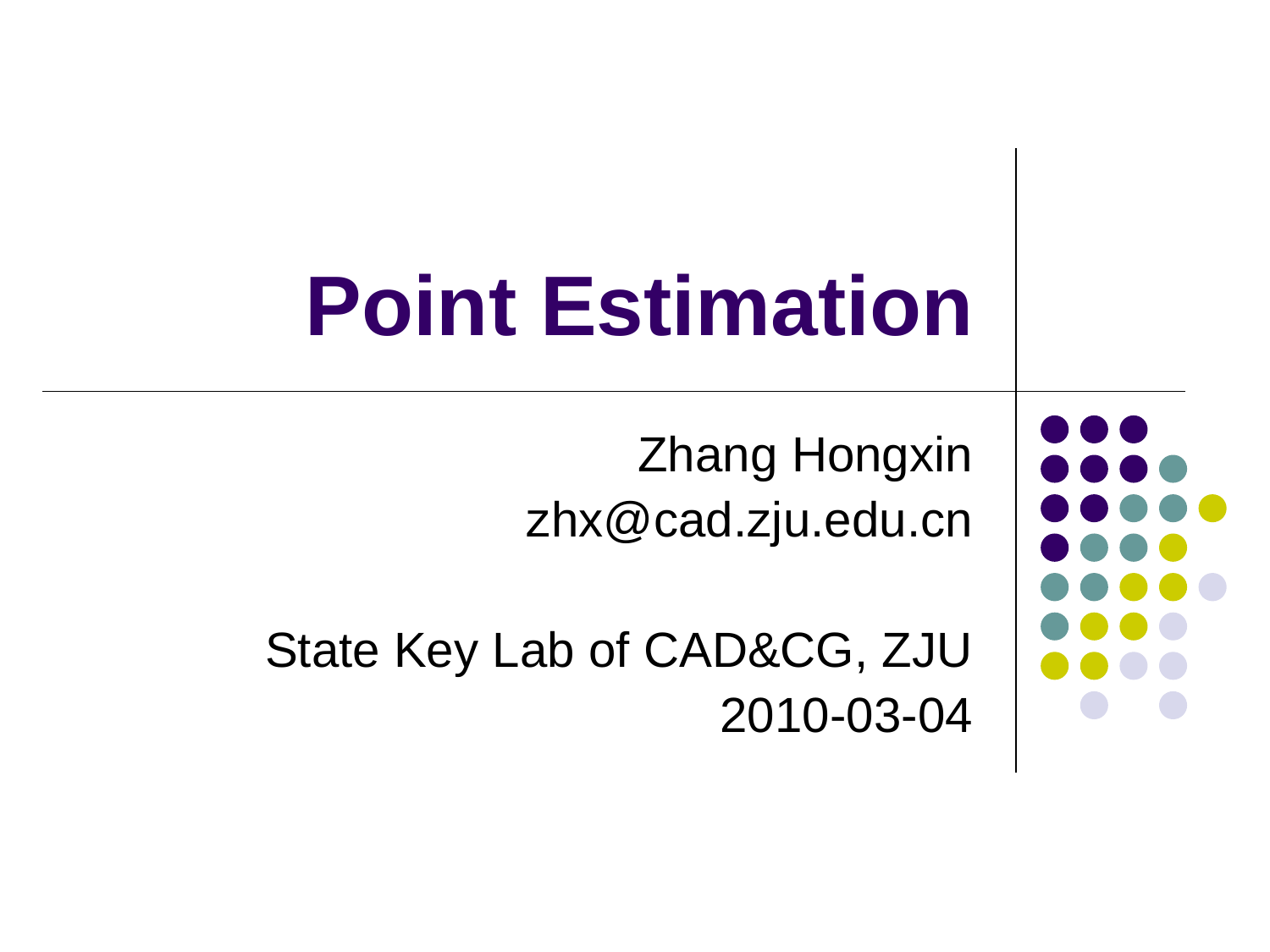# Point Estimation

Zhang Hongxin
zhx@cad.zju.edu.cn

State Key Lab of CAD&CG, ZJU
2010-03-04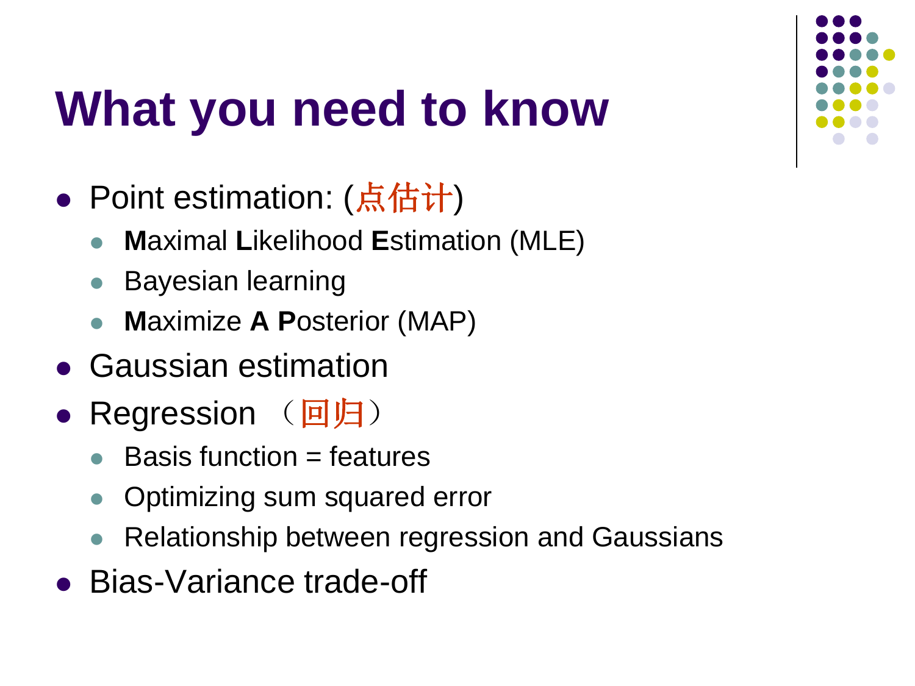# What you need to know

- Point estimation: (点估计)
  - **M**aximal **L**ikelihood **E**stimation (MLE)
  - Bayesian learning
  - **M**aximize **A** **P**osterior (MAP)
- Gaussian estimation
- Regression （回归）
  - Basis function = features
  - Optimizing sum squared error
  - Relationship between regression and Gaussians
- Bias-Variance trade-off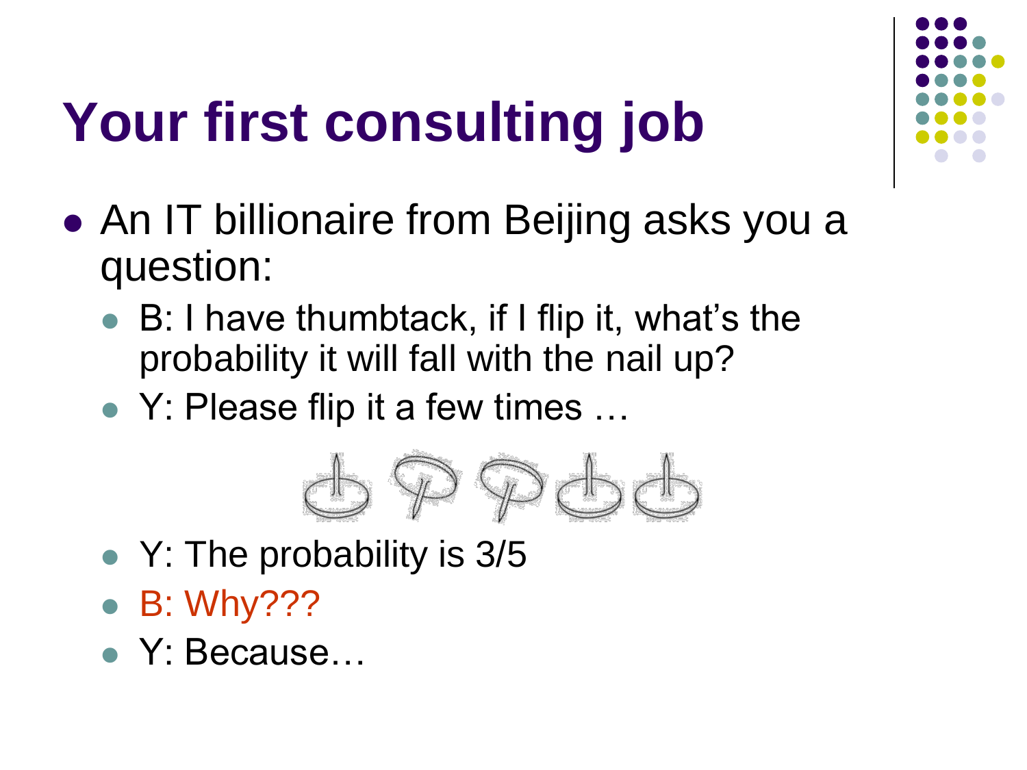# Your first consulting job

- An IT billionaire from Beijing asks you a question:
  - B: I have thumbtack, if I flip it, what's the probability it will fall with the nail up?
  - Y: Please flip it a few times …
  - Y: The probability is 3/5
  - B: Why???
  - Y: Because…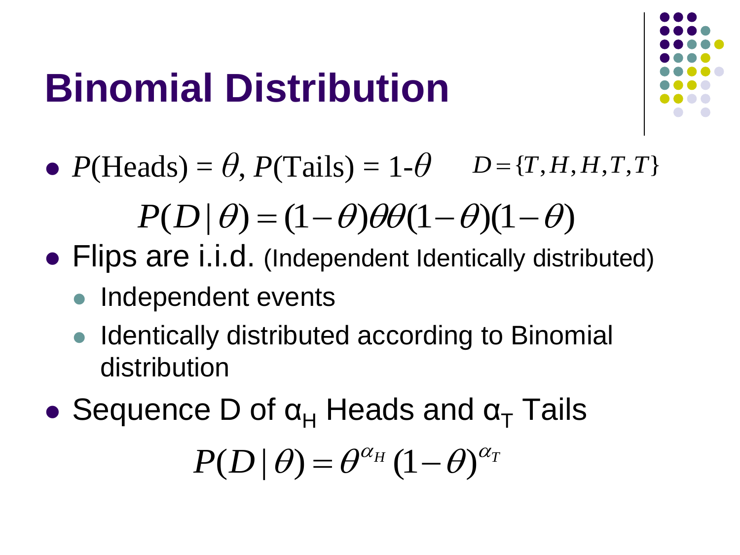# Binomial Distribution

- $P(\text{Heads}) = \theta$, $P(\text{Tails}) = 1-\theta$ $\quad D = \{T, H, H, T, T\}$

$$P(D \mid \theta) = (1-\theta)\theta\theta(1-\theta)(1-\theta)$$

- Flips are i.i.d. (Independent Identically distributed)
  - Independent events
  - Identically distributed according to Binomial distribution
- Sequence D of $\alpha_H$ Heads and $\alpha_T$ Tails

$$P(D \mid \theta) = \theta^{\alpha_H}(1-\theta)^{\alpha_T}$$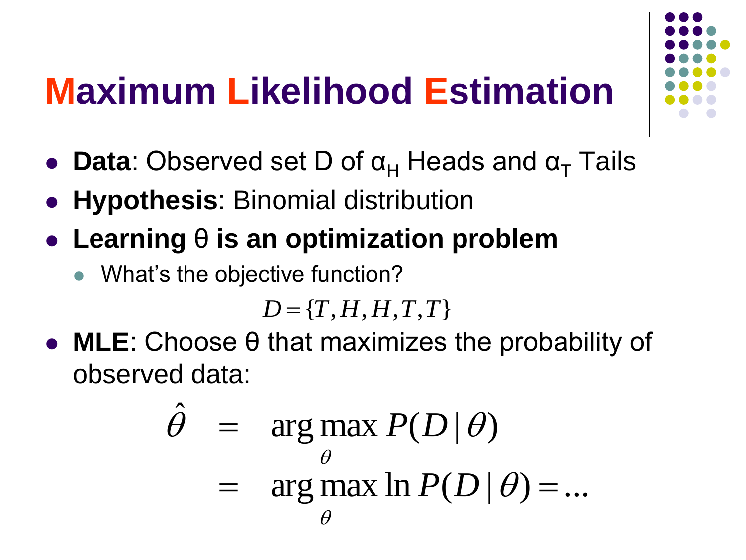# Maximum Likelihood Estimation

- **Data**: Observed set D of $\alpha_H$ Heads and $\alpha_T$ Tails
- **Hypothesis**: Binomial distribution
- **Learning θ is an optimization problem**
  - What's the objective function?

$$D = \{T, H, H, T, T\}$$

- **MLE**: Choose θ that maximizes the probability of observed data:

$$\begin{aligned} \hat{\theta} &= \arg\max_{\theta} P(D \mid \theta) \\ &= \arg\max_{\theta} \ln P(D \mid \theta) = \ldots \end{aligned}$$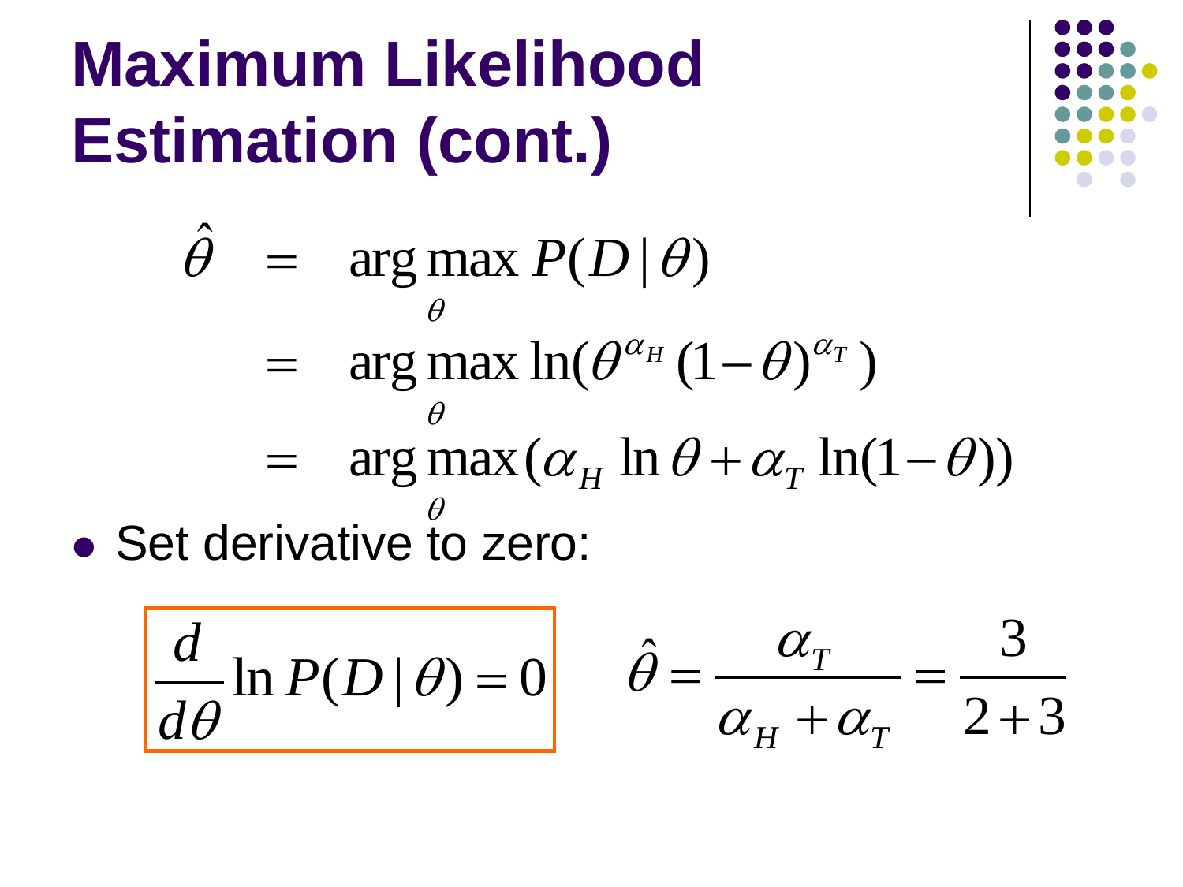# Maximum Likelihood Estimation (cont.)

$$
\begin{aligned}
\hat{\theta} &= \arg\max_{\theta} P(D \mid \theta) \\
&= \arg\max_{\theta} \ln(\theta^{\alpha_H} (1-\theta)^{\alpha_T}) \\
&= \arg\max_{\theta} (\alpha_H \ln \theta + \alpha_T \ln(1-\theta))
\end{aligned}
$$

- Set derivative to zero:

$$
\boxed{\frac{d}{d\theta} \ln P(D \mid \theta) = 0} \qquad \hat{\theta} = \frac{\alpha_T}{\alpha_H + \alpha_T} = \frac{3}{2+3}
$$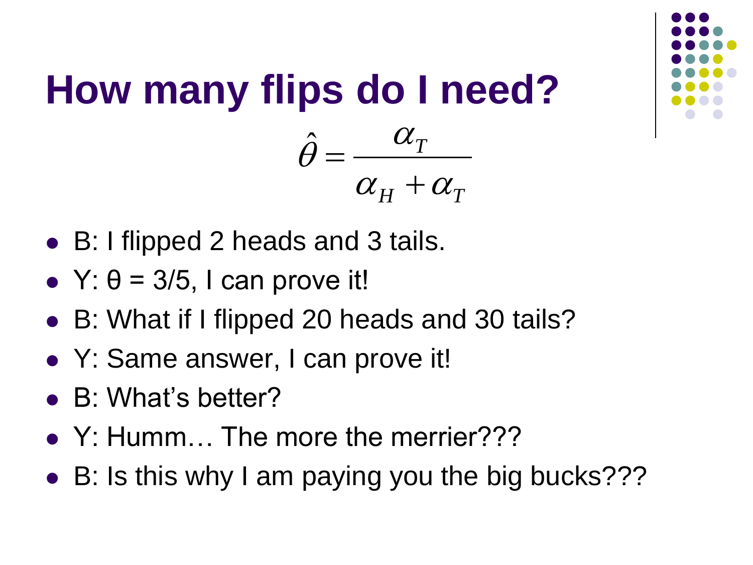# How many flips do I need?

$$\hat{\theta} = \frac{\alpha_T}{\alpha_H + \alpha_T}$$

- B: I flipped 2 heads and 3 tails.
- Y: $\theta = 3/5$, I can prove it!
- B: What if I flipped 20 heads and 30 tails?
- Y: Same answer, I can prove it!
- B: What's better?
- Y: Humm… The more the merrier???
- B: Is this why I am paying you the big bucks???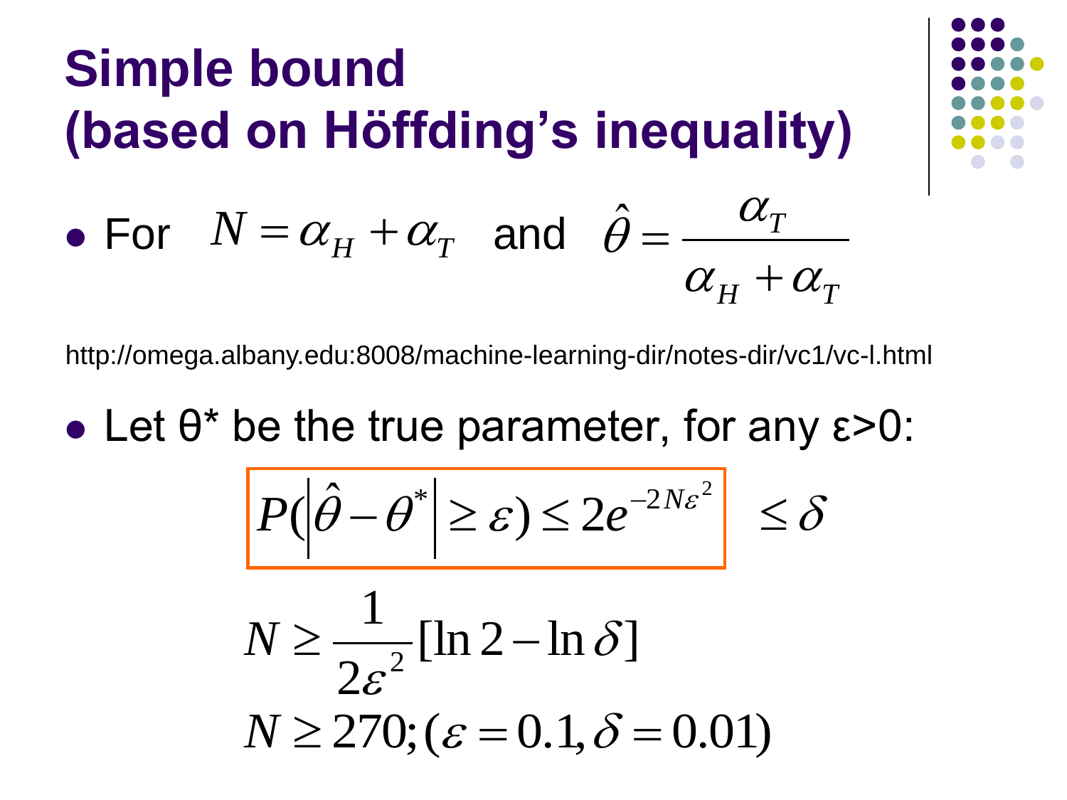# Simple bound (based on Höffding's inequality)

- For $N = \alpha_H + \alpha_T$ and $\hat{\theta} = \frac{\alpha_T}{\alpha_H + \alpha_T}$

http://omega.albany.edu:8008/machine-learning-dir/notes-dir/vc1/vc-l.html

- Let θ* be the true parameter, for any ε>0:

$$P(|\hat{\theta} - \theta^*| \geq \varepsilon) \leq 2e^{-2N\varepsilon^2} \leq \delta$$

$$N \geq \frac{1}{2\varepsilon^2}[\ln 2 - \ln \delta]$$

$$N \geq 270; (\varepsilon = 0.1, \delta = 0.01)$$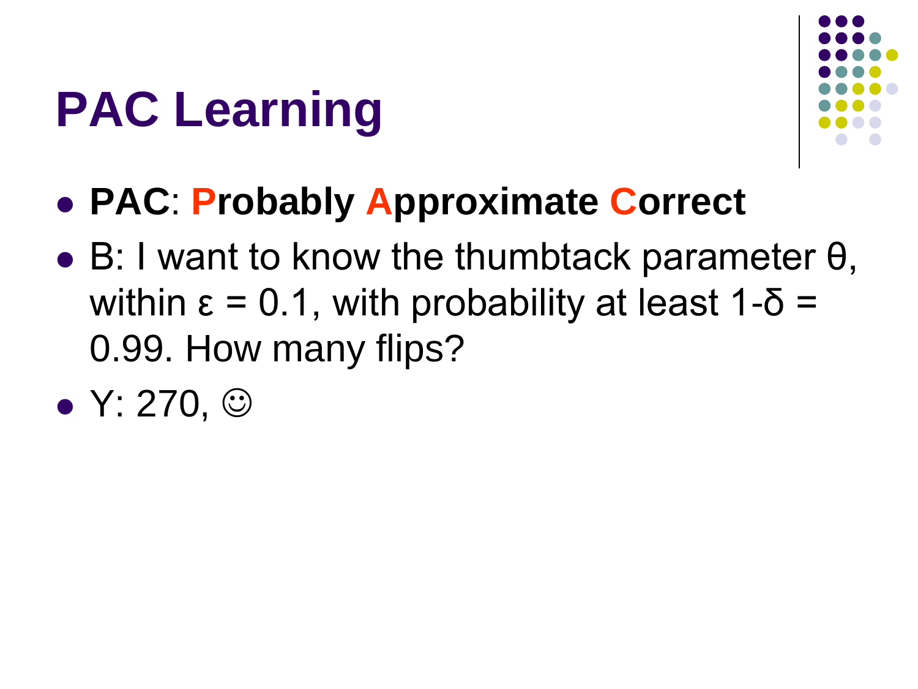# PAC Learning

- **PAC**: **Probably Approximate Correct**
- B: I want to know the thumbtack parameter $\theta$, within $\varepsilon = 0.1$, with probability at least $1\text{-}\delta = 0.99$. How many flips?
- Y: 270, ☺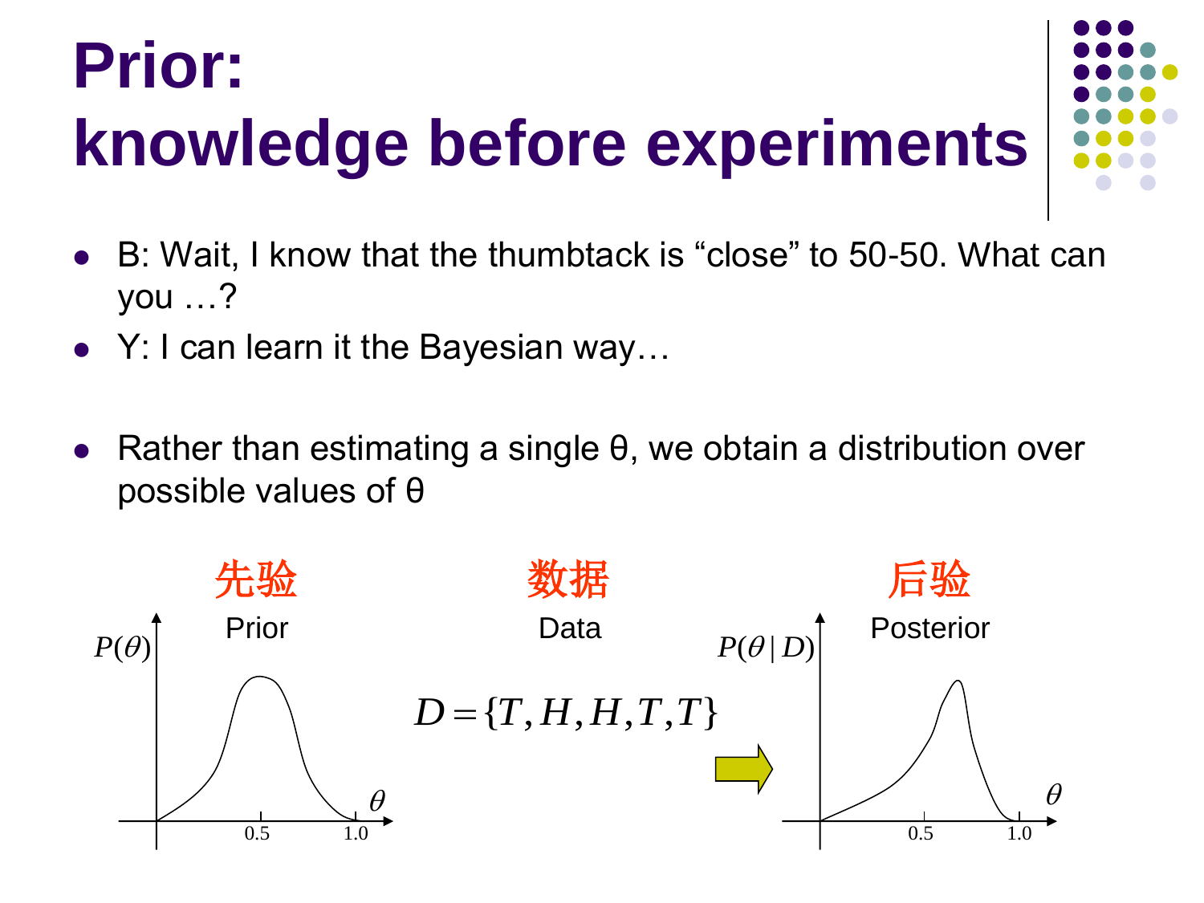# Prior: knowledge before experiments

- B: Wait, I know that the thumbtack is “close” to 50-50. What can you …?
- Y: I can learn it the Bayesian way…

- Rather than estimating a single θ, we obtain a distribution over possible values of θ

先验 Prior $P(\theta)$

数据 Data

$$D = \{T, H, H, T, T\}$$

后验 Posterior $P(\theta \mid D)$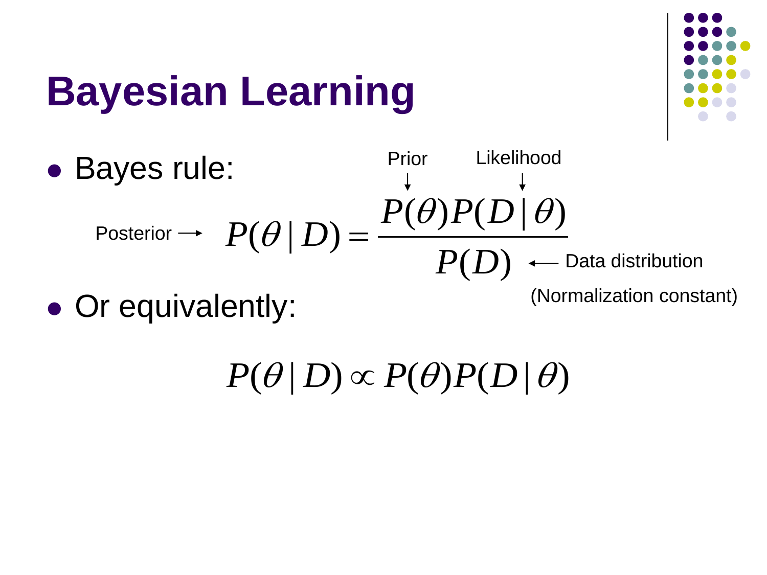# Bayesian Learning

- Bayes rule:

$$\underbrace{P(\theta \mid D)}_{\text{Posterior}} = \frac{\overbrace{P(\theta)}^{\text{Prior}}\overbrace{P(D \mid \theta)}^{\text{Likelihood}}}{\underbrace{P(D)}_{\text{Data distribution (Normalization constant)}}}$$

- Or equivalently:

$$P(\theta \mid D) \propto P(\theta)P(D \mid \theta)$$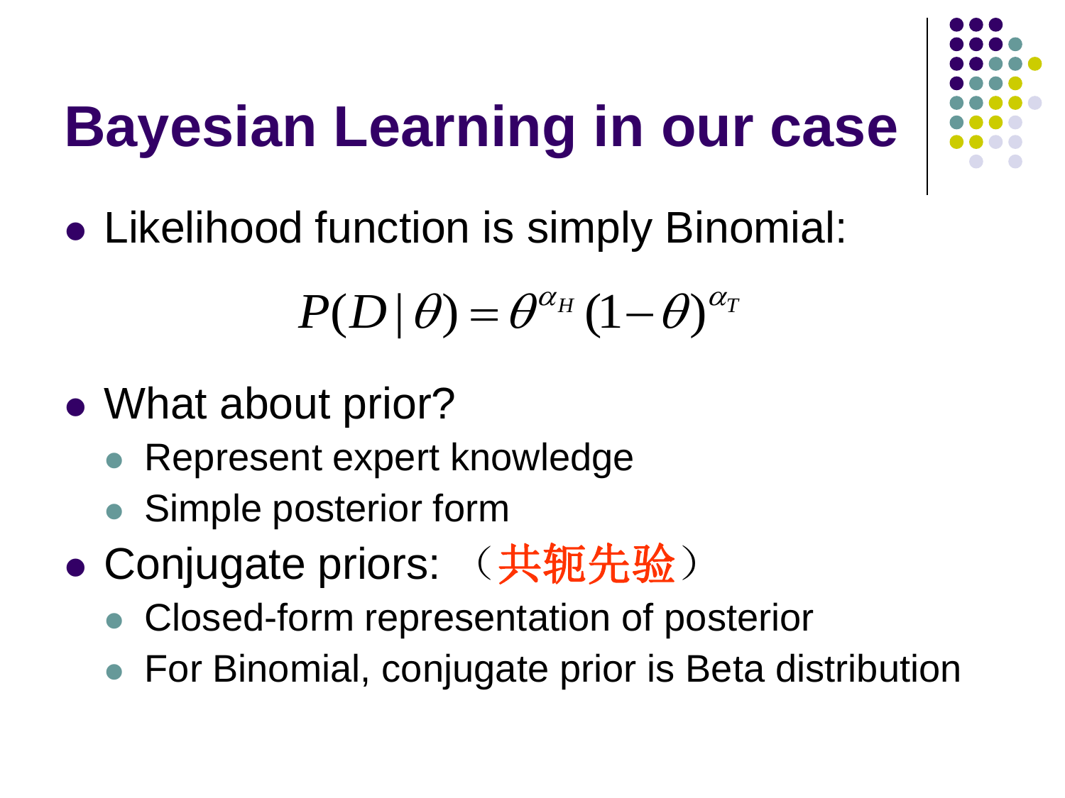# Bayesian Learning in our case

- Likelihood function is simply Binomial:

$$P(D|\theta) = \theta^{\alpha_H}(1-\theta)^{\alpha_T}$$

- What about prior?
  - Represent expert knowledge
  - Simple posterior form
- Conjugate priors: （共轭先验）
  - Closed-form representation of posterior
  - For Binomial, conjugate prior is Beta distribution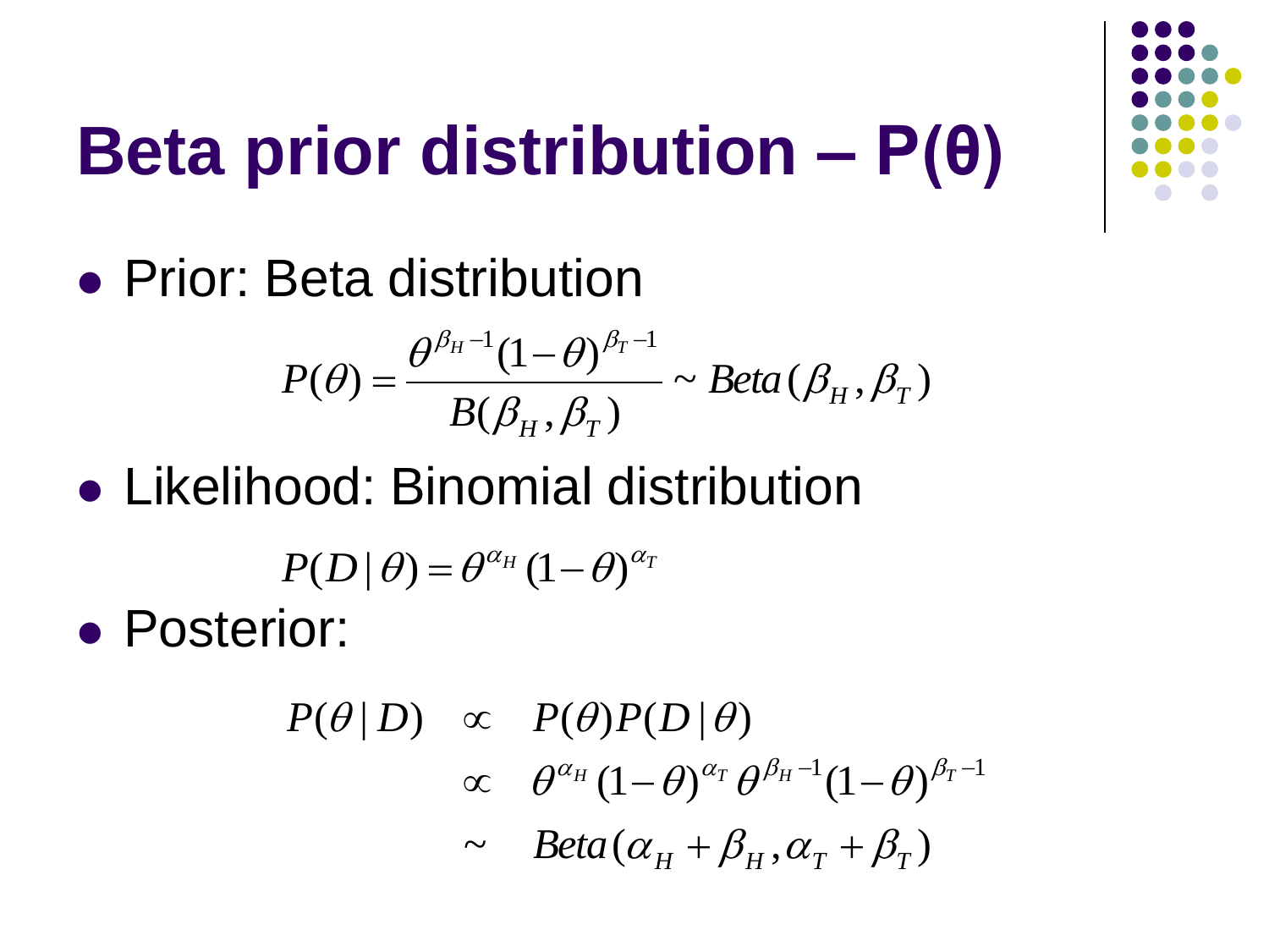# Beta prior distribution – P(θ)

- Prior: Beta distribution

$$P(\theta) = \frac{\theta^{\beta_H - 1}(1-\theta)^{\beta_T - 1}}{B(\beta_H, \beta_T)} \sim Beta(\beta_H, \beta_T)$$

- Likelihood: Binomial distribution

$$P(D \mid \theta) = \theta^{\alpha_H}(1-\theta)^{\alpha_T}$$

- Posterior:

$$\begin{aligned} P(\theta \mid D) &\propto P(\theta)P(D \mid \theta) \\ &\propto \theta^{\alpha_H}(1-\theta)^{\alpha_T}\theta^{\beta_H - 1}(1-\theta)^{\beta_T - 1} \\ &\sim Beta(\alpha_H + \beta_H, \alpha_T + \beta_T) \end{aligned}$$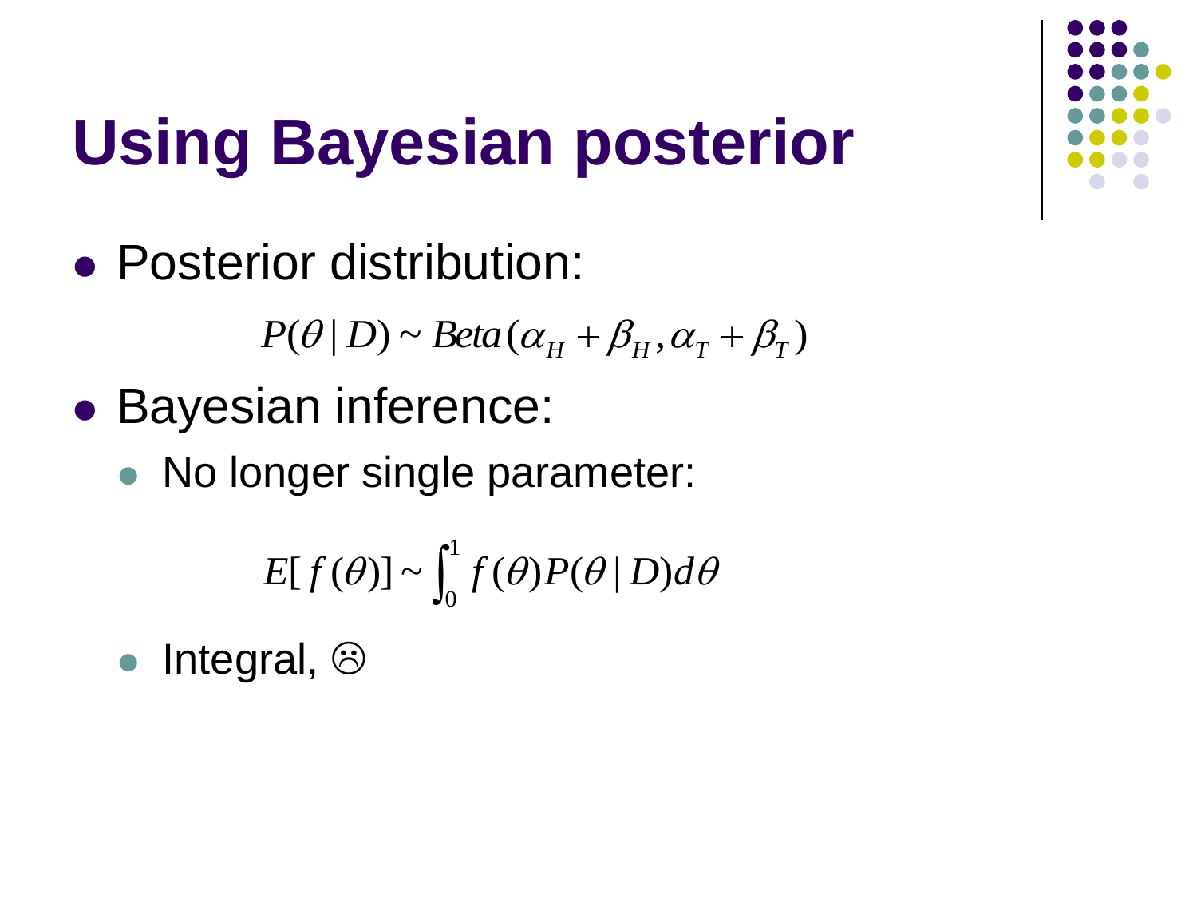# Using Bayesian posterior

- Posterior distribution:

$$P(\theta \mid D) \sim Beta(\alpha_H + \beta_H, \alpha_T + \beta_T)$$

- Bayesian inference:
  - No longer single parameter:

$$E[f(\theta)] \sim \int_0^1 f(\theta) P(\theta \mid D) d\theta$$

  - Integral, ☹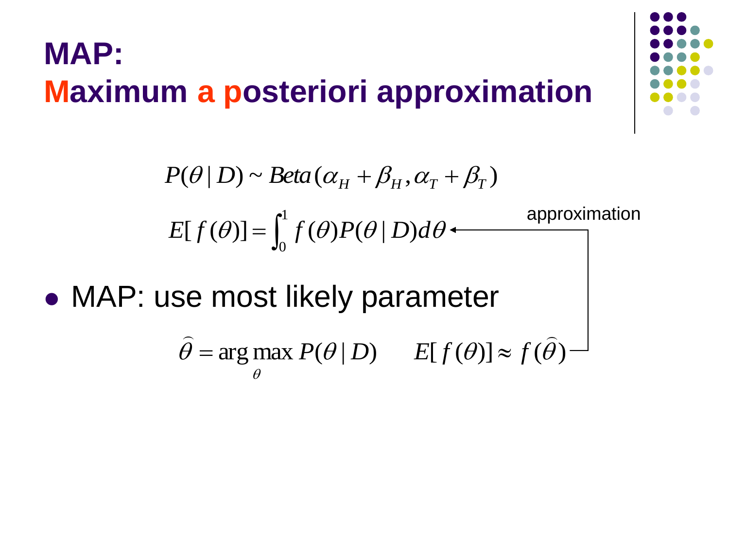# MAP: Maximum a posteriori approximation

$$P(\theta \mid D) \sim Beta(\alpha_H + \beta_H, \alpha_T + \beta_T)$$

$$E[f(\theta)] = \int_0^1 f(\theta) P(\theta \mid D) d\theta$$

approximation

- MAP: use most likely parameter

$$\hat{\theta} = \arg\max_{\theta} P(\theta \mid D) \qquad E[f(\theta)] \approx f(\hat{\theta})$$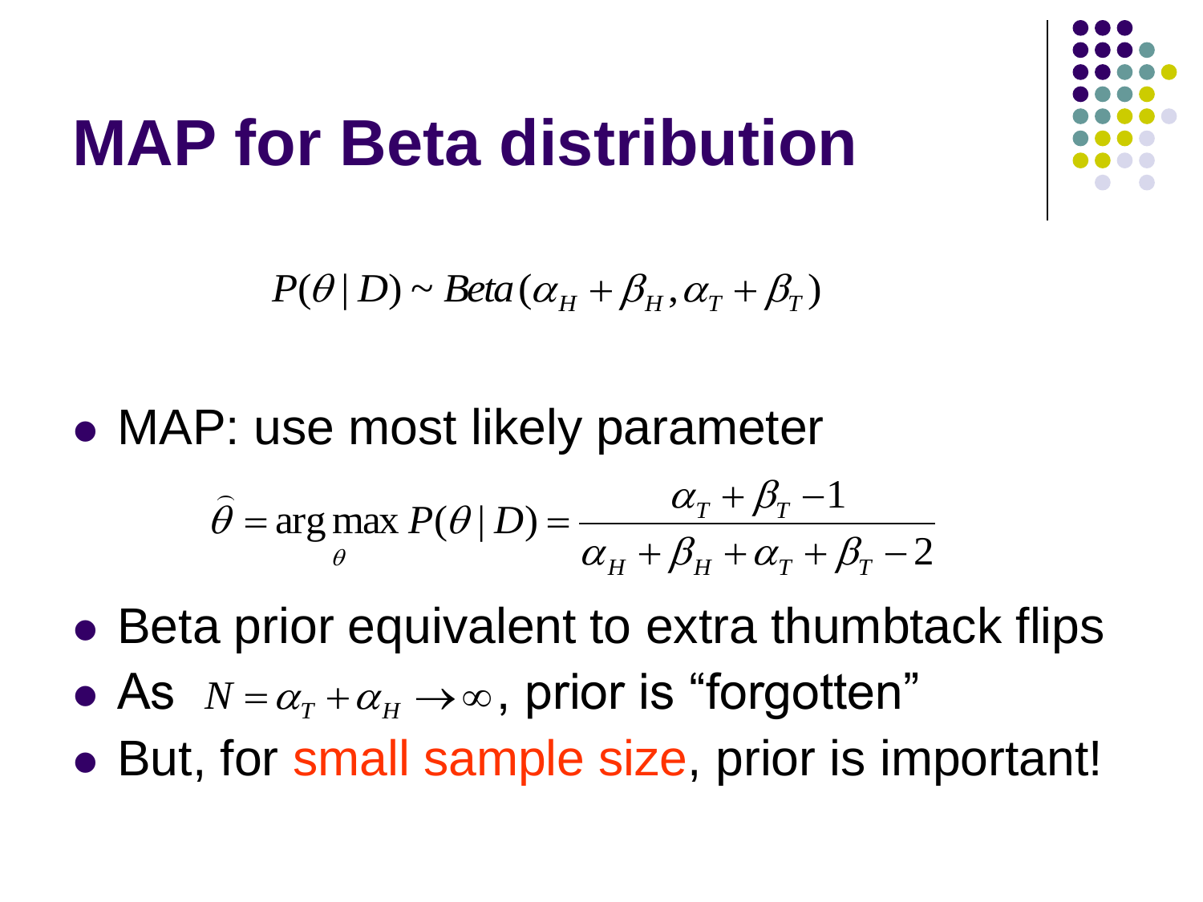# MAP for Beta distribution

$$P(\theta \mid D) \sim Beta(\alpha_H + \beta_H, \alpha_T + \beta_T)$$

- MAP: use most likely parameter

$$\widehat{\theta} = \arg\max_{\theta} P(\theta \mid D) = \frac{\alpha_T + \beta_T - 1}{\alpha_H + \beta_H + \alpha_T + \beta_T - 2}$$

- Beta prior equivalent to extra thumbtack flips
- As $N = \alpha_T + \alpha_H \rightarrow \infty$, prior is "forgotten"
- But, for small sample size, prior is important!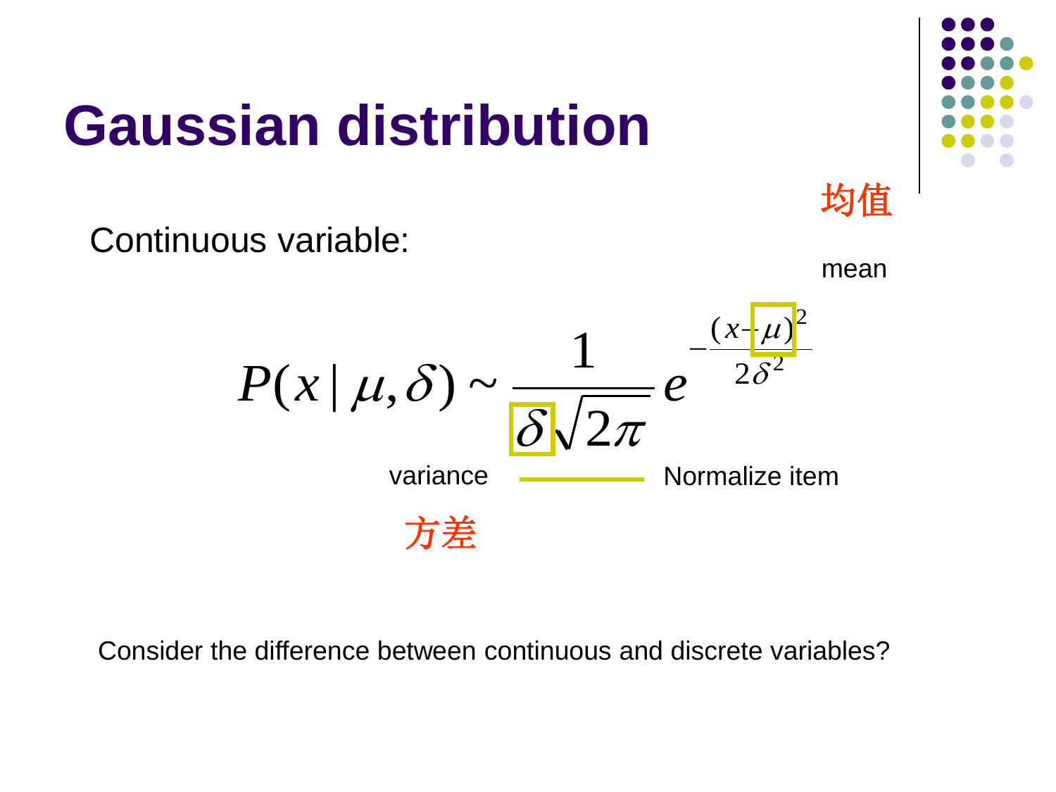# Gaussian distribution

Continuous variable:

均值

mean

$$P(x \mid \mu, \delta) \sim \frac{1}{\delta\sqrt{2\pi}} e^{-\frac{(x-\mu)^2}{2\delta^2}}$$

variance — Normalize item

方差

Consider the difference between continuous and discrete variables?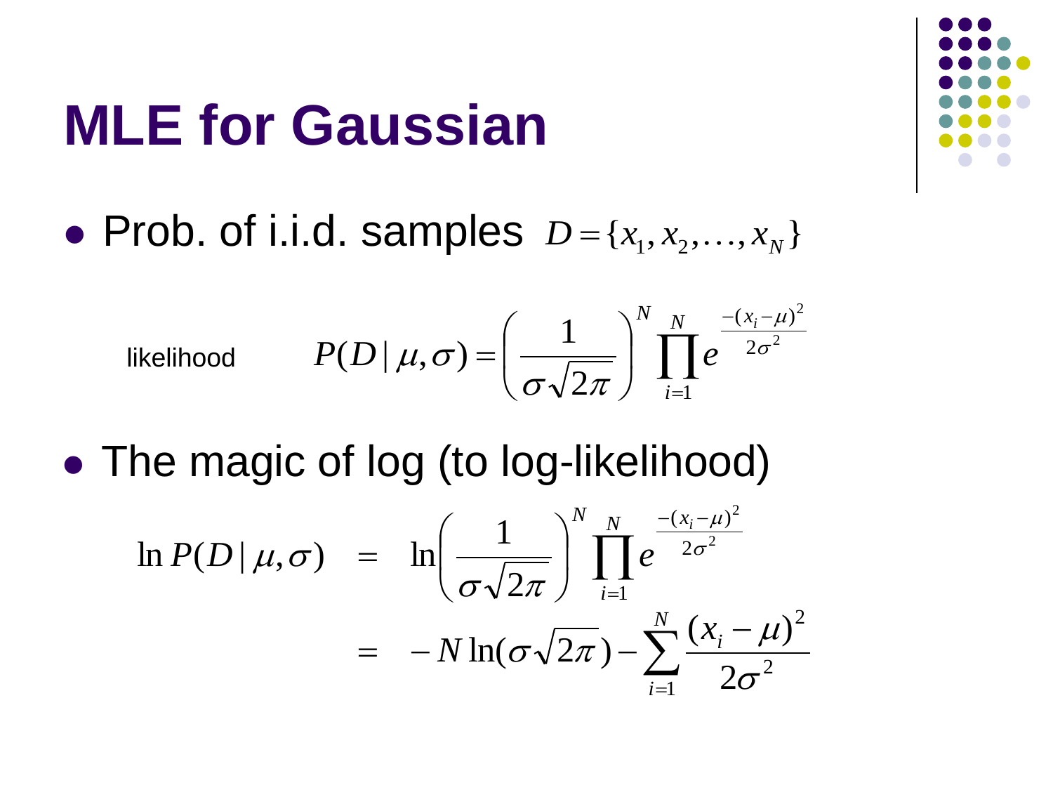# MLE for Gaussian

- Prob. of i.i.d. samples $D = \{x_1, x_2, \ldots, x_N\}$

likelihood

$$P(D \mid \mu, \sigma) = \left( \frac{1}{\sigma\sqrt{2\pi}} \right)^N \prod_{i=1}^{N} e^{\frac{-(x_i - \mu)^2}{2\sigma^2}}$$

- The magic of log (to log-likelihood)

$$\begin{aligned} \ln P(D \mid \mu, \sigma) &= \ln \left( \frac{1}{\sigma\sqrt{2\pi}} \right)^N \prod_{i=1}^{N} e^{\frac{-(x_i - \mu)^2}{2\sigma^2}} \\ &= -N \ln(\sigma\sqrt{2\pi}) - \sum_{i=1}^{N} \frac{(x_i - \mu)^2}{2\sigma^2} \end{aligned}$$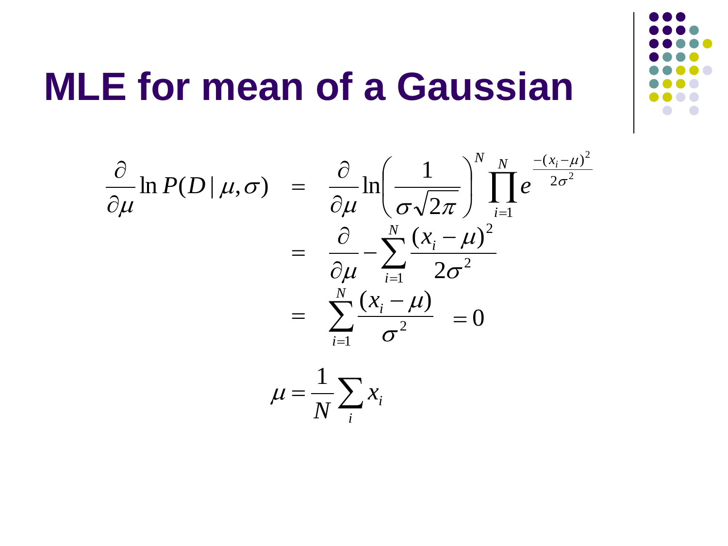# MLE for mean of a Gaussian

$$
\begin{aligned}
\frac{\partial}{\partial \mu} \ln P(D \mid \mu, \sigma) &= \frac{\partial}{\partial \mu} \ln \left( \frac{1}{\sigma \sqrt{2\pi}} \right)^N \prod_{i=1}^{N} e^{\frac{-(x_i - \mu)^2}{2\sigma^2}} \\
&= \frac{\partial}{\partial \mu} - \sum_{i=1}^{N} \frac{(x_i - \mu)^2}{2\sigma^2} \\
&= \sum_{i=1}^{N} \frac{(x_i - \mu)}{\sigma^2} \quad = 0
\end{aligned}
$$

$$
\mu = \frac{1}{N} \sum_i x_i
$$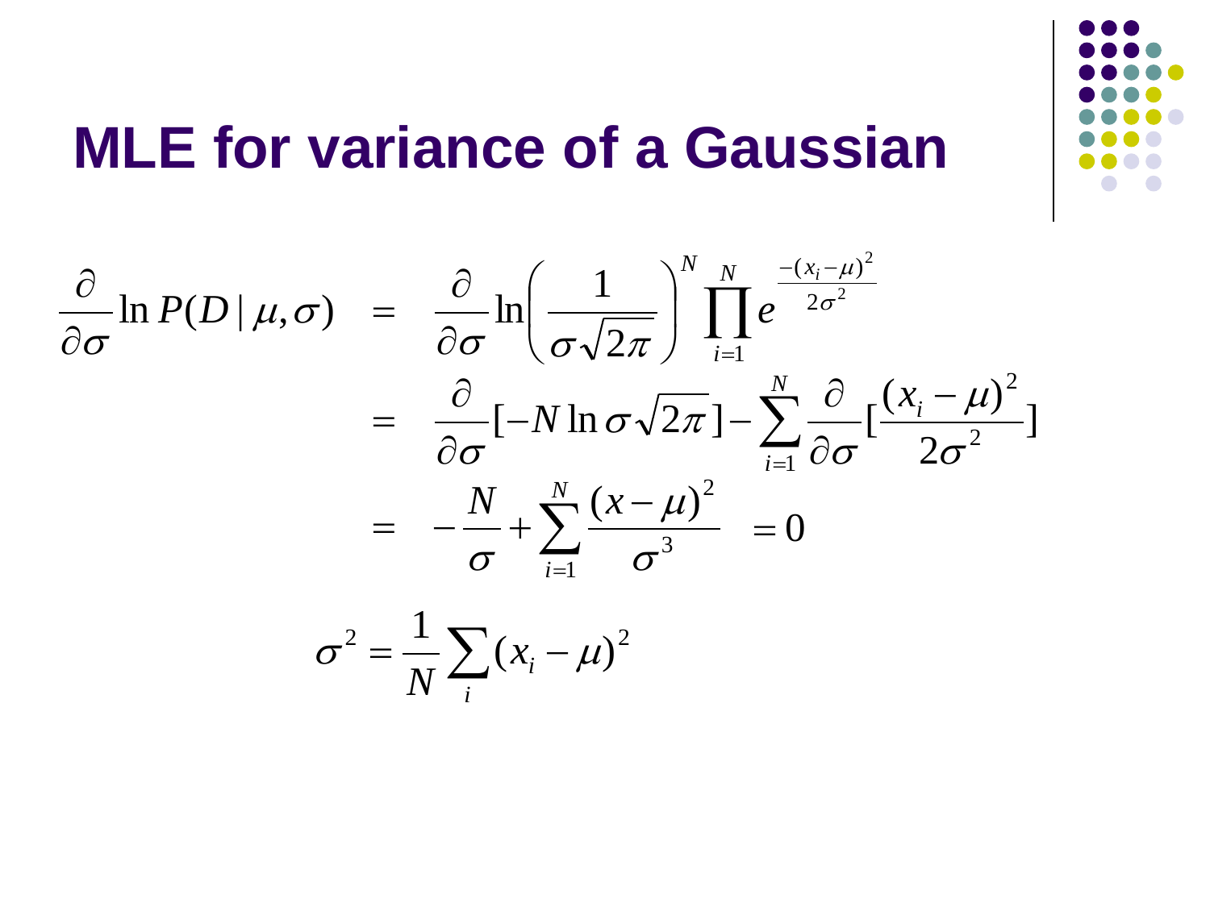# MLE for variance of a Gaussian

$$
\begin{aligned}
\frac{\partial}{\partial \sigma} \ln P(D \mid \mu, \sigma) &= \frac{\partial}{\partial \sigma} \ln \left( \frac{1}{\sigma\sqrt{2\pi}} \right)^N \prod_{i=1}^{N} e^{\frac{-(x_i-\mu)^2}{2\sigma^2}} \\
&= \frac{\partial}{\partial \sigma} [-N \ln \sigma\sqrt{2\pi}] - \sum_{i=1}^{N} \frac{\partial}{\partial \sigma} [\frac{(x_i-\mu)^2}{2\sigma^2}] \\
&= -\frac{N}{\sigma} + \sum_{i=1}^{N} \frac{(x-\mu)^2}{\sigma^3} \quad = 0
\end{aligned}
$$

$$
\sigma^2 = \frac{1}{N} \sum_i (x_i - \mu)^2
$$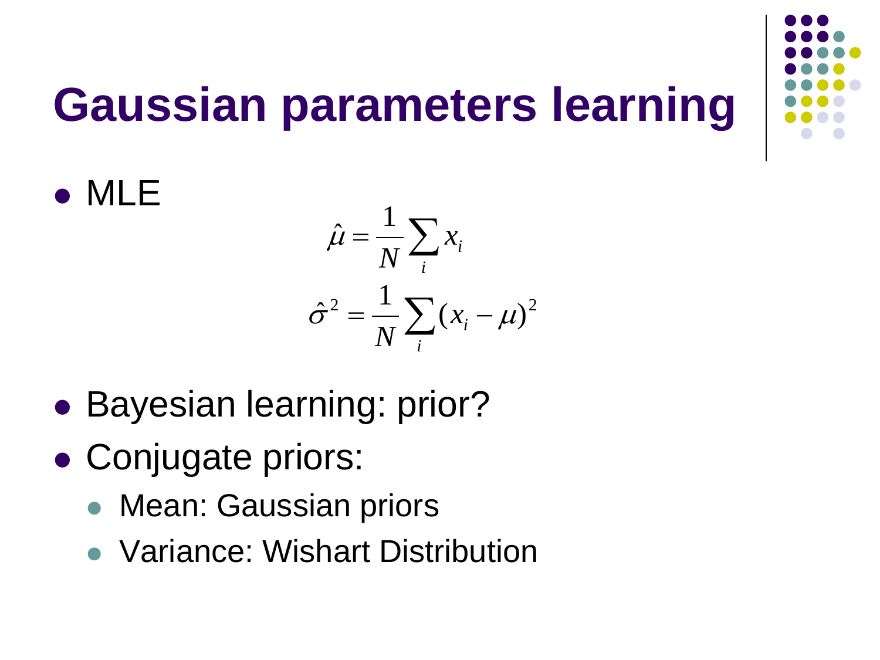# Gaussian parameters learning

- MLE

$$\hat{\mu} = \frac{1}{N} \sum_i x_i$$

$$\hat{\sigma}^2 = \frac{1}{N} \sum_i (x_i - \mu)^2$$

- Bayesian learning: prior?
- Conjugate priors:
  - Mean: Gaussian priors
  - Variance: Wishart Distribution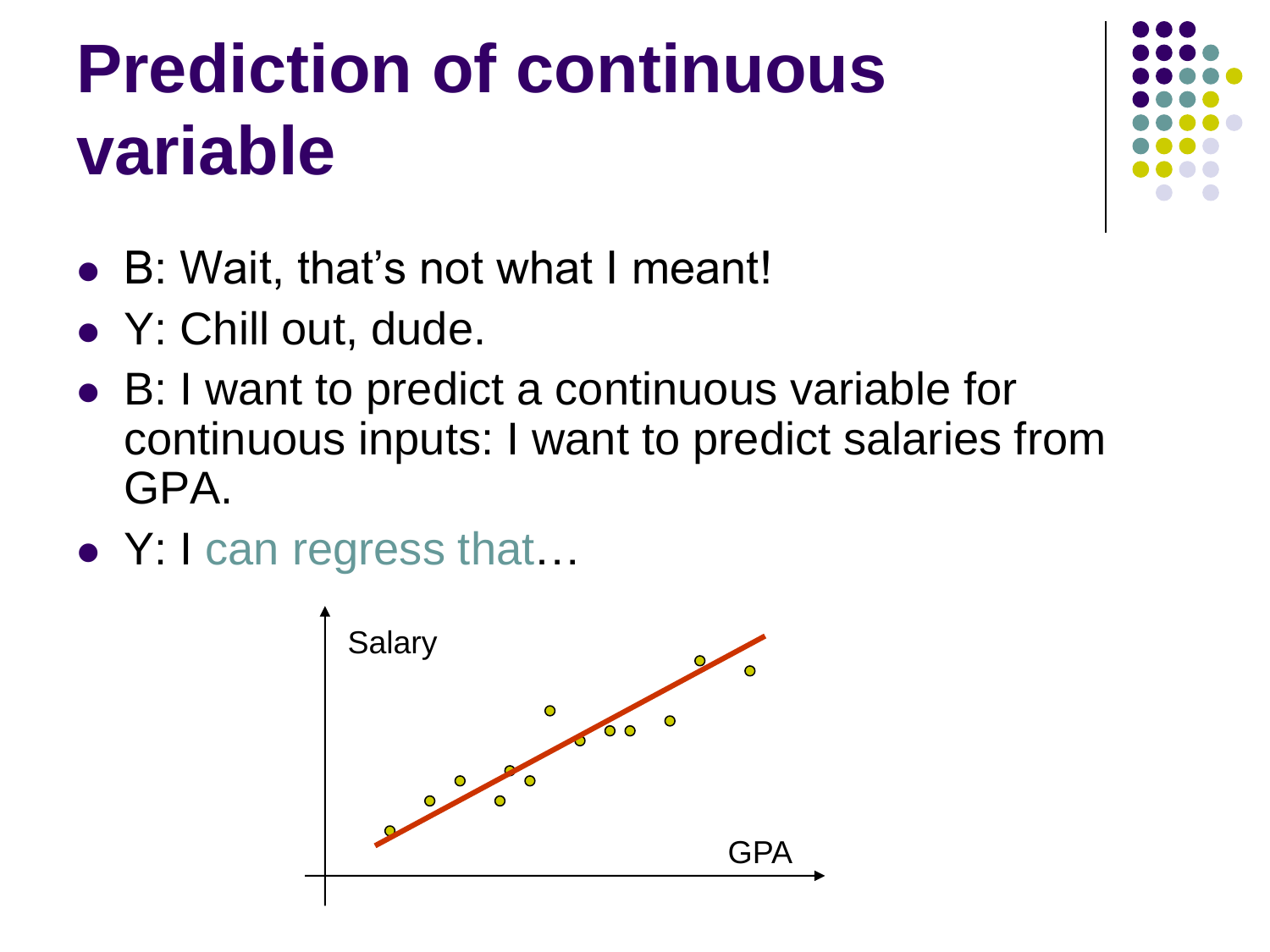# Prediction of continuous variable

- B: Wait, that's not what I meant!
- Y: Chill out, dude.
- B: I want to predict a continuous variable for continuous inputs: I want to predict salaries from GPA.
- Y: I can regress that…

Salary

GPA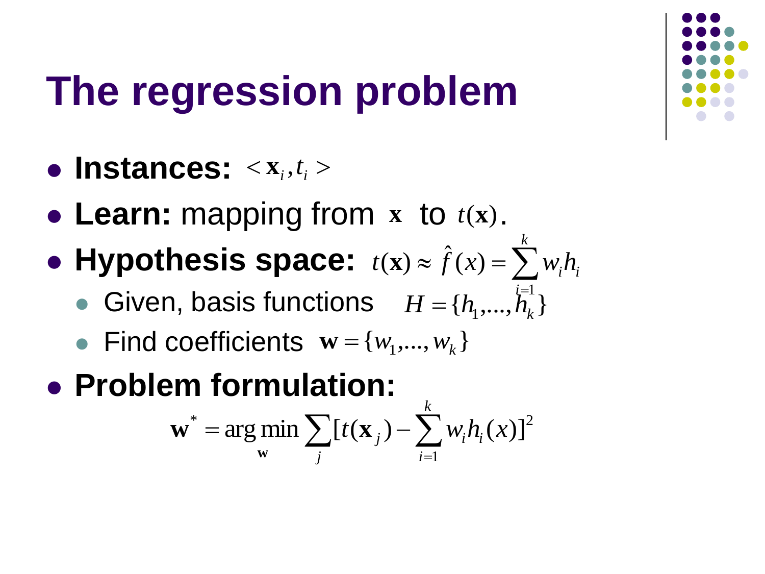# The regression problem

- **Instances:** $<\mathbf{x}_i, t_i>$
- **Learn:** mapping from $\mathbf{x}$ to $t(\mathbf{x})$.
- **Hypothesis space:** $t(\mathbf{x}) \approx \hat{f}(x) = \sum_{i=1}^{k} w_i h_i$
  - Given, basis functions $H = \{h_1, \ldots, h_k\}$
  - Find coefficients $\mathbf{w} = \{w_1, \ldots, w_k\}$
- **Problem formulation:**

$$\mathbf{w}^* = \arg\min_{\mathbf{w}} \sum_j [t(\mathbf{x}_j) - \sum_{i=1}^{k} w_i h_i(x)]^2$$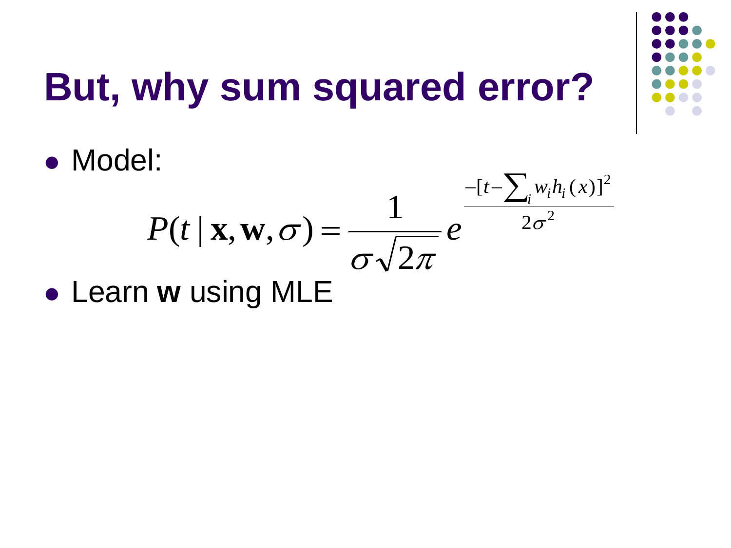# But, why sum squared error?

- Model:

$$P(t \mid \mathbf{x}, \mathbf{w}, \sigma) = \frac{1}{\sigma\sqrt{2\pi}} e^{\frac{-[t - \sum_i w_i h_i(x)]^2}{2\sigma^2}}$$

- Learn **w** using MLE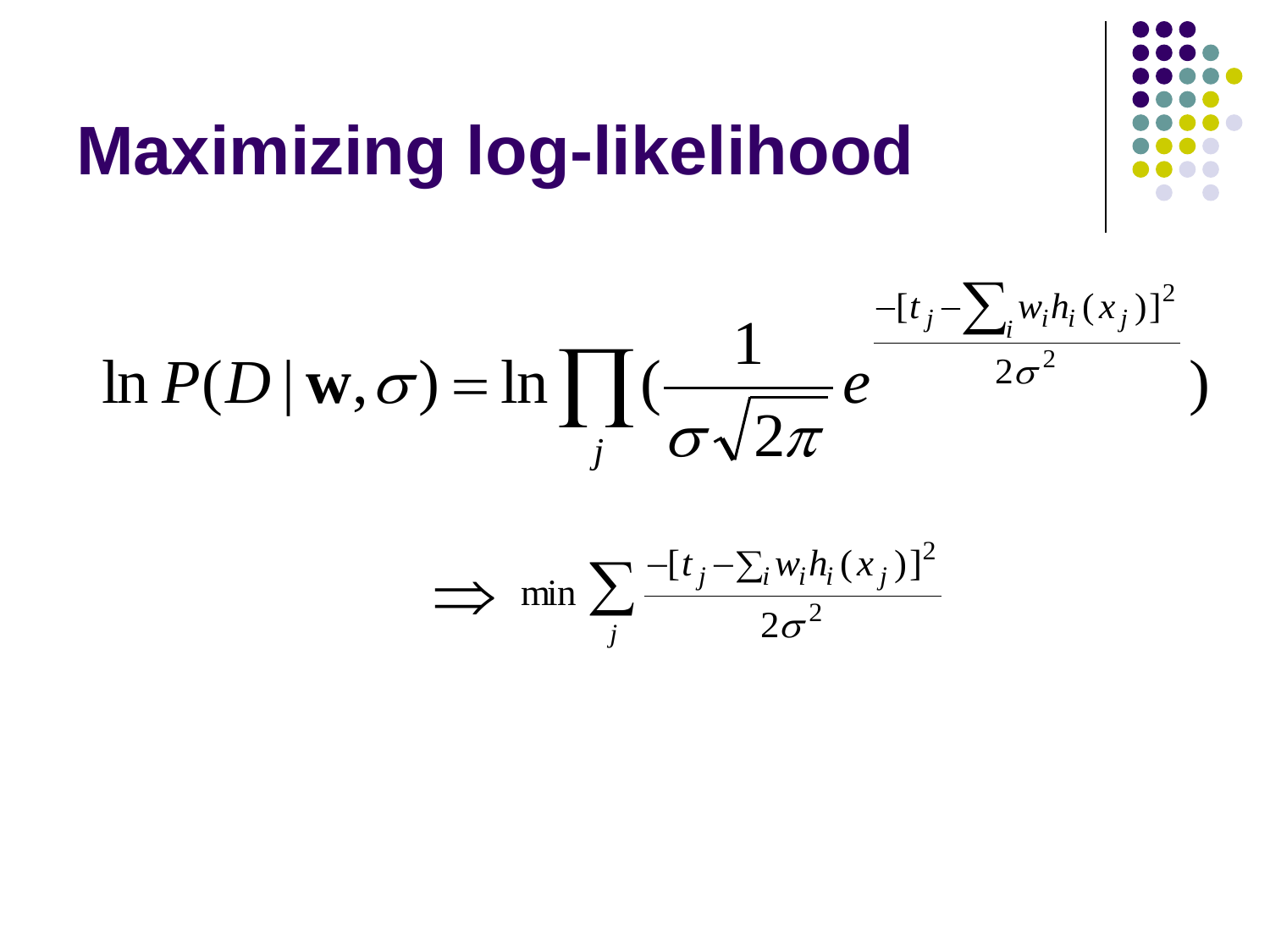# Maximizing log-likelihood

$$\ln P(D \mid \mathbf{w}, \sigma) = \ln \prod_j \left( \frac{1}{\sigma\sqrt{2\pi}} e^{\frac{-[t_j - \sum_i w_i h_i(x_j)]^2}{2\sigma^2}} \right)$$

$$\Rightarrow \min \sum_j \frac{-[t_j - \sum_i w_i h_i(x_j)]^2}{2\sigma^2}$$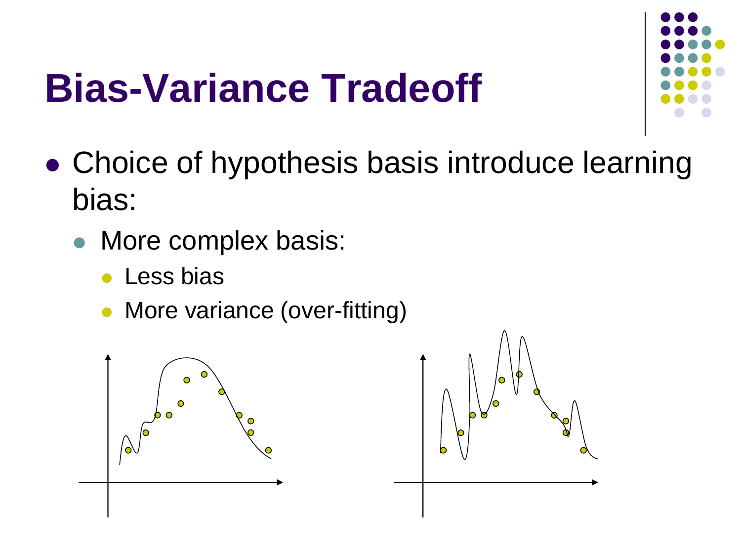# Bias-Variance Tradeoff

- Choice of hypothesis basis introduce learning bias:
  - More complex basis:
    - Less bias
    - More variance (over-fitting)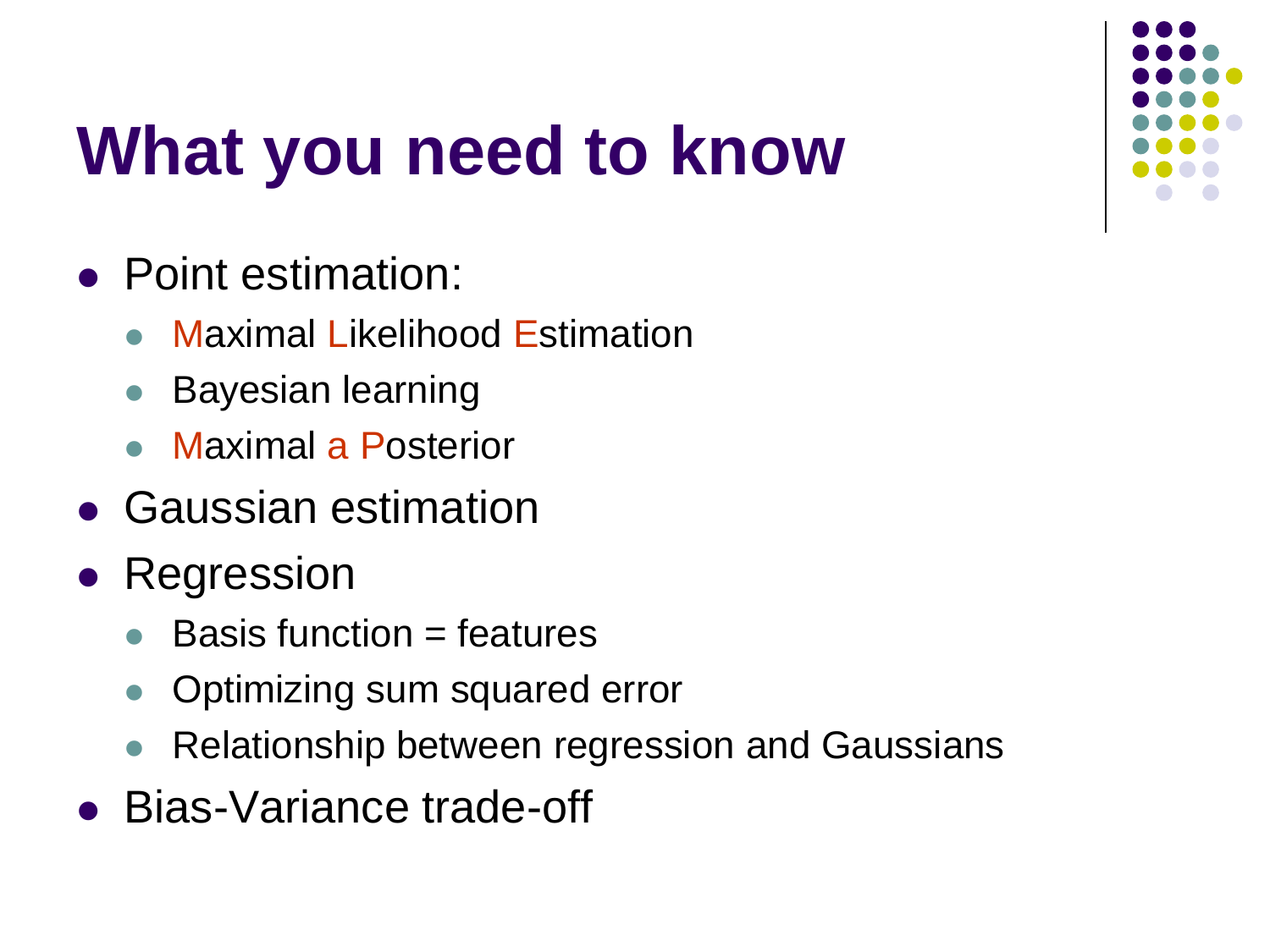# What you need to know

- Point estimation:
  - Maximal Likelihood Estimation
  - Bayesian learning
  - Maximal a Posterior
- Gaussian estimation
- Regression
  - Basis function = features
  - Optimizing sum squared error
  - Relationship between regression and Gaussians
- Bias-Variance trade-off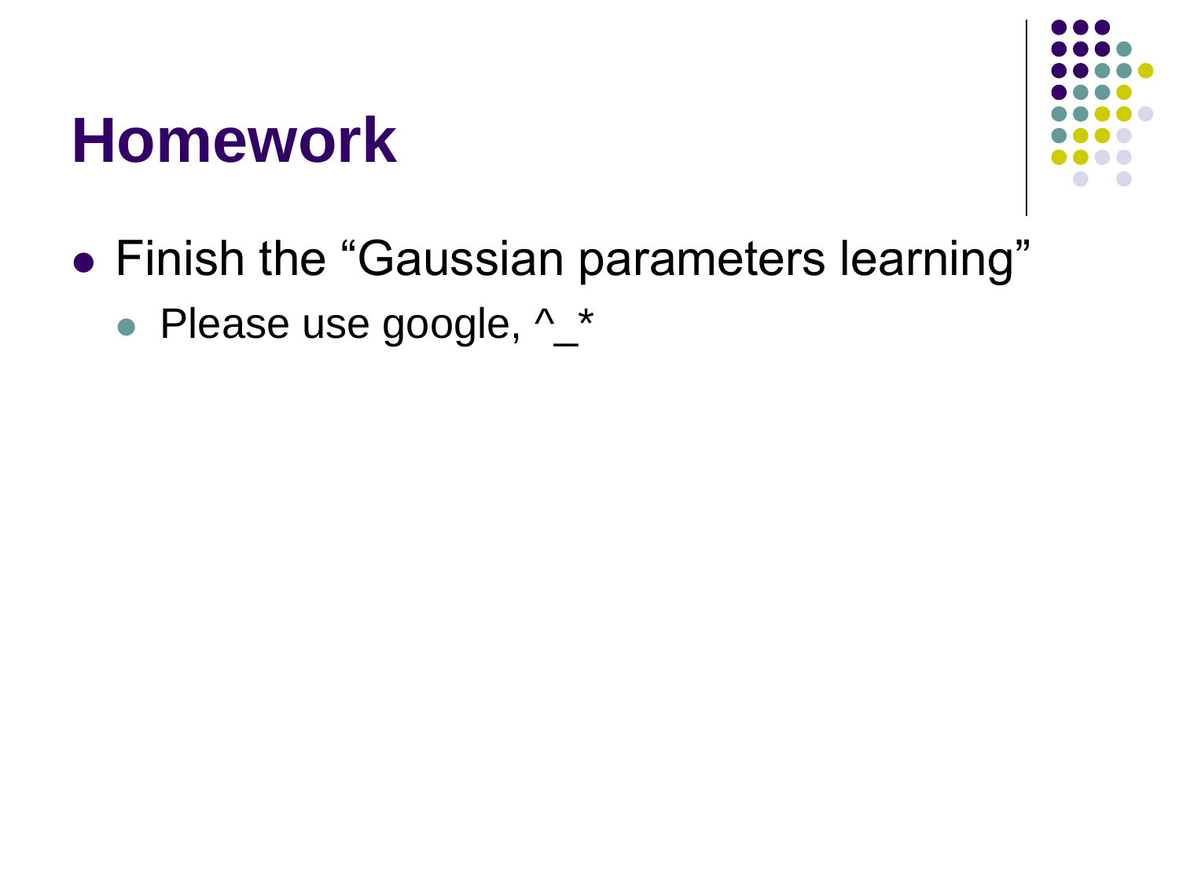# Homework

- Finish the “Gaussian parameters learning”
  - Please use google, ^_*